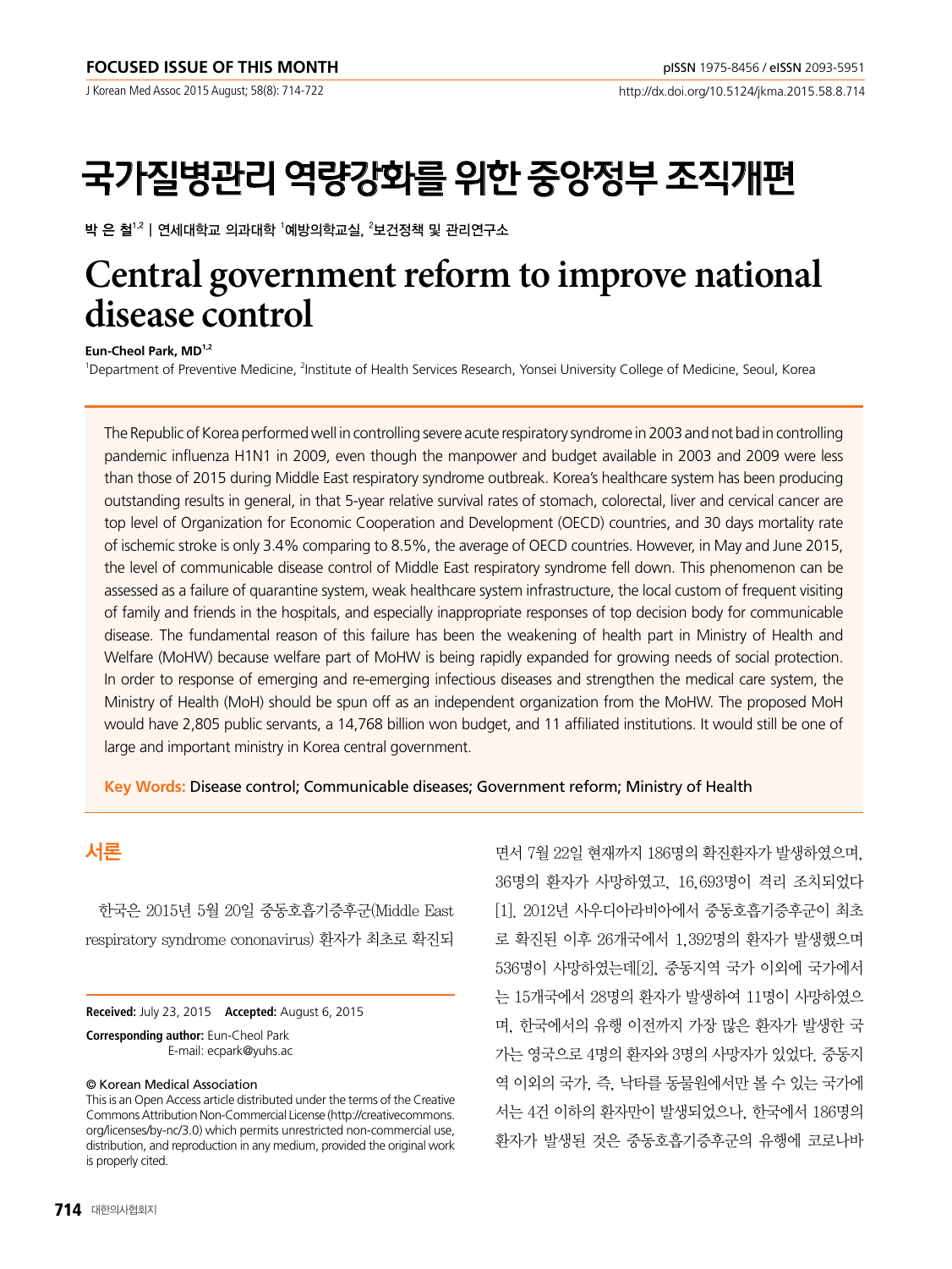FOCUSED ISSUE OF THIS MONTH

# 국가질병관리 역량강화를 위한 중앙정부 조직개편

박 은 철[1,2] | 연세대학교 의과대학 [1]예방의학교실, [2]보건정책 및 관리연구소

# Central government reform to improve national disease control

**Eun-Cheol Park, MD[1,2]**

[1]Department of Preventive Medicine, [2]Institute of Health Services Research, Yonsei University College of Medicine, Seoul, Korea

The Republic of Korea performed well in controlling severe acute respiratory syndrome in 2003 and not bad in controlling pandemic influenza H1N1 in 2009, even though the manpower and budget available in 2003 and 2009 were less than those of 2015 during Middle East respiratory syndrome outbreak. Korea's healthcare system has been producing outstanding results in general, in that 5-year relative survival rates of stomach, colorectal, liver and cervical cancer are top level of Organization for Economic Cooperation and Development (OECD) countries, and 30 days mortality rate of ischemic stroke is only 3.4% comparing to 8.5%, the average of OECD countries. However, in May and June 2015, the level of communicable disease control of Middle East respiratory syndrome fell down. This phenomenon can be assessed as a failure of quarantine system, weak healthcare system infrastructure, the local custom of frequent visiting of family and friends in the hospitals, and especially inappropriate responses of top decision body for communicable disease. The fundamental reason of this failure has been the weakening of health part in Ministry of Health and Welfare (MoHW) because welfare part of MoHW is being rapidly expanded for growing needs of social protection. In order to response of emerging and re-emerging infectious diseases and strengthen the medical care system, the Ministry of Health (MoH) should be spun off as an independent organization from the MoHW. The proposed MoH would have 2,805 public servants, a 14,768 billion won budget, and 11 affiliated institutions. It would still be one of large and important ministry in Korea central government.

**Key Words:** Disease control; Communicable diseases; Government reform; Ministry of Health

## 서론

한국은 2015년 5월 20일 중동호흡기증후군(Middle East respiratory syndrome cononavirus) 환자가 최초로 확진되면서 7월 22일 현재까지 186명의 확진환자가 발생하였으며, 36명의 환자가 사망하였고, 16,693명이 격리 조치되었다[1]. 2012년 사우디아라비아에서 중동호흡기증후군이 최초로 확진된 이후 26개국에서 1,392명의 환자가 발생했으며 536명이 사망하였는데[2], 중동지역 국가 이외에 국가에서는 15개국에서 28명의 환자가 발생하여 11명이 사망하였으며, 한국에서의 유행 이전까지 가장 많은 환자가 발생한 국가는 영국으로 4명의 환자와 3명의 사망자가 있었다. 중동지역 이외의 국가, 즉, 낙타를 동물원에서만 볼 수 있는 국가에서는 4건 이하의 환자만이 발생되었으나, 한국에서 186명의 환자가 발생된 것은 중동호흡기증후군의 유행에 코로나바

**Received:** July 23, 2015 **Accepted:** August 6, 2015

**Corresponding author:** Eun-Cheol Park
E-mail: ecpark@yuhs.ac

© Korean Medical Association
This is an Open Access article distributed under the terms of the Creative Commons Attribution Non-Commercial License (http://creativecommons.org/licenses/by-nc/3.0) which permits unrestricted non-commercial use, distribution, and reproduction in any medium, provided the original work is properly cited.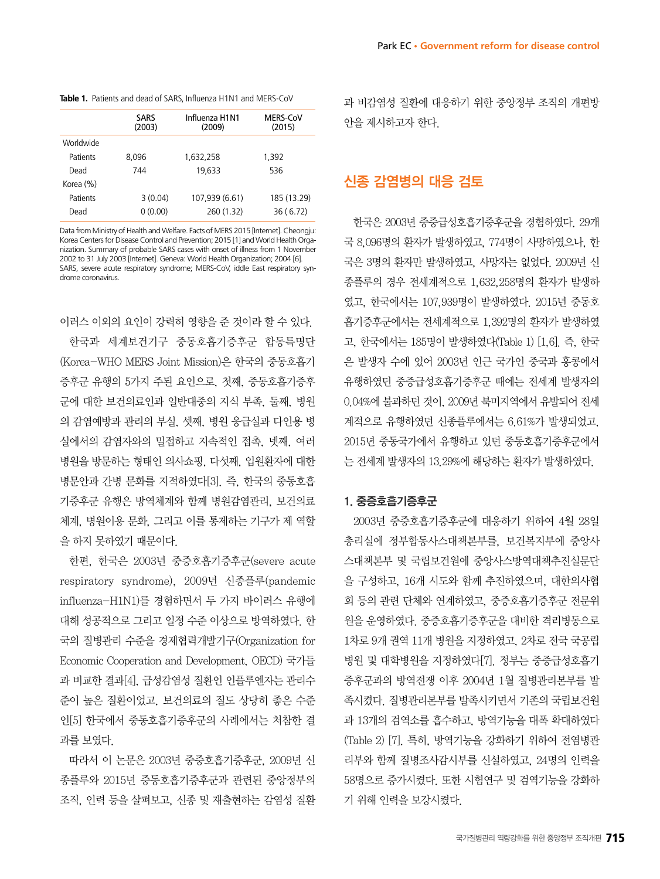**Table 1.** Patients and dead of SARS, Influenza H1N1 and MERS-CoV

| | SARS (2003) | Influenza H1N1 (2009) | MERS-CoV (2015) |
|---|---|---|---|
| Worldwide | | | |
| Patients | 8,096 | 1,632,258 | 1,392 |
| Dead | 744 | 19,633 | 536 |
| Korea (%) | | | |
| Patients | 3 (0.04) | 107,939 (6.61) | 185 (13.29) |
| Dead | 0 (0.00) | 260 (1.32) | 36 ( 6.72) |

Data from Ministry of Health and Welfare. Facts of MERS 2015 [Internet]. Cheongju: Korea Centers for Disease Control and Prevention; 2015 [1] and World Health Organization. Summary of probable SARS cases with onset of illness from 1 November 2002 to 31 July 2003 [Internet]. Geneva: World Health Organization; 2004 [6]. SARS, severe acute respiratory syndrome; MERS-CoV, iddle East respiratory syndrome coronavirus.

이러스 이외의 요인이 강력히 영향을 준 것이라 할 수 있다.

한국과 세계보건기구 중동호흡기증후군 합동특명단(Korea–WHO MERS Joint Mission)은 한국의 중동호흡기증후군 유행의 5가지 주된 요인으로, 첫째, 중동호흡기증후군에 대한 보건의료인과 일반대중의 지식 부족, 둘째, 병원의 감염예방과 관리의 부실, 셋째, 병원 응급실과 다인용 병실에서의 감염자와의 밀접하고 지속적인 접촉, 넷째, 여러 병원을 방문하는 형태인 의사쇼핑, 다섯째, 입원환자에 대한 병문안과 간병 문화를 지적하였다[3]. 즉, 한국의 중동호흡기증후군 유행은 방역체계와 함께 병원감염관리, 보건의료체계, 병원이용 문화, 그리고 이를 통제하는 기구가 제 역할을 하지 못하였기 때문이다.

한편, 한국은 2003년 중증호흡기증후군(severe acute respiratory syndrome), 2009년 신종플루(pandemic influenza–H1N1)를 경험하면서 두 가지 바이러스 유행에 대해 성공적으로 그리고 일정 수준 이상으로 방역하였다. 한국의 질병관리 수준을 경제협력개발기구(Organization for Economic Cooperation and Development, OECD) 국가들과 비교한 결과[4], 급성감염성 질환인 인플루엔자는 관리수준이 높은 질환이었고, 보건의료의 질도 상당히 좋은 수준인[5] 한국에서 중동호흡기증후군의 사례에서는 처참한 결과를 보였다.

따라서 이 논문은 2003년 중증호흡기증후군, 2009년 신종플루와 2015년 중동호흡기증후군과 관련된 중앙정부의 조직, 인력 등을 살펴보고, 신종 및 재출현하는 감염성 질환과 비감염성 질환에 대응하기 위한 중앙정부 조직의 개편방안을 제시하고자 한다.

## 신종 감염병의 대응 검토

한국은 2003년 중증급성호흡기증후군을 경험하였다. 29개국 8,096명의 환자가 발생하였고, 774명이 사망하였으나, 한국은 3명의 환자만 발생하였고, 사망자는 없었다. 2009년 신종플루의 경우 전세계적으로 1,632,258명의 환자가 발생하였고, 한국에서는 107,939명이 발생하였다. 2015년 중동호흡기증후군에서는 전세계적으로 1,392명의 환자가 발생하였고, 한국에서는 185명이 발생하였다(Table 1) [1,6]. 즉, 한국은 발생자 수에 있어 2003년 인근 국가인 중국과 홍콩에서 유행하였던 중증급성호흡기증후군 때에는 전세계 발생자의 0.04%에 불과하던 것이, 2009년 북미지역에서 유발되어 전세계적으로 유행하였던 신종플루에서는 6.61%가 발생되었고, 2015년 중동국가에서 유행하고 있던 중동호흡기증후군에서는 전세계 발생자의 13.29%에 해당하는 환자가 발생하였다.

### 1. 중증호흡기증후군

2003년 중증호흡기증후군에 대응하기 위하여 4월 28일 총리실에 정부합동사스대책본부를, 보건복지부에 중앙사스대책본부 및 국립보건원에 중앙사스방역대책추진실문단을 구성하고, 16개 시도와 함께 추진하였으며, 대한의사협회 등의 관련 단체와 연계하였고, 중증호흡기증후군 전문위원을 운영하였다. 중증호흡기증후군을 대비한 격리병동으로 1차로 9개 권역 11개 병원을 지정하였고, 2차로 전국 국공립병원 및 대학병원을 지정하였다[7]. 정부는 중증급성호흡기증후군과의 방역전쟁 이후 2004년 1월 질병관리본부를 발족시켰다. 질병관리본부를 발족시키면서 기존의 국립보건원과 13개의 검역소를 흡수하고, 방역기능을 대폭 확대하였다(Table 2) [7]. 특히, 방역기능을 강화하기 위하여 전염병관리부와 함께 질병조사감시부를 신설하였고, 24명의 인력을 58명으로 증가시켰다. 또한 시험연구 및 검역기능을 강화하기 위해 인력을 보강시켰다.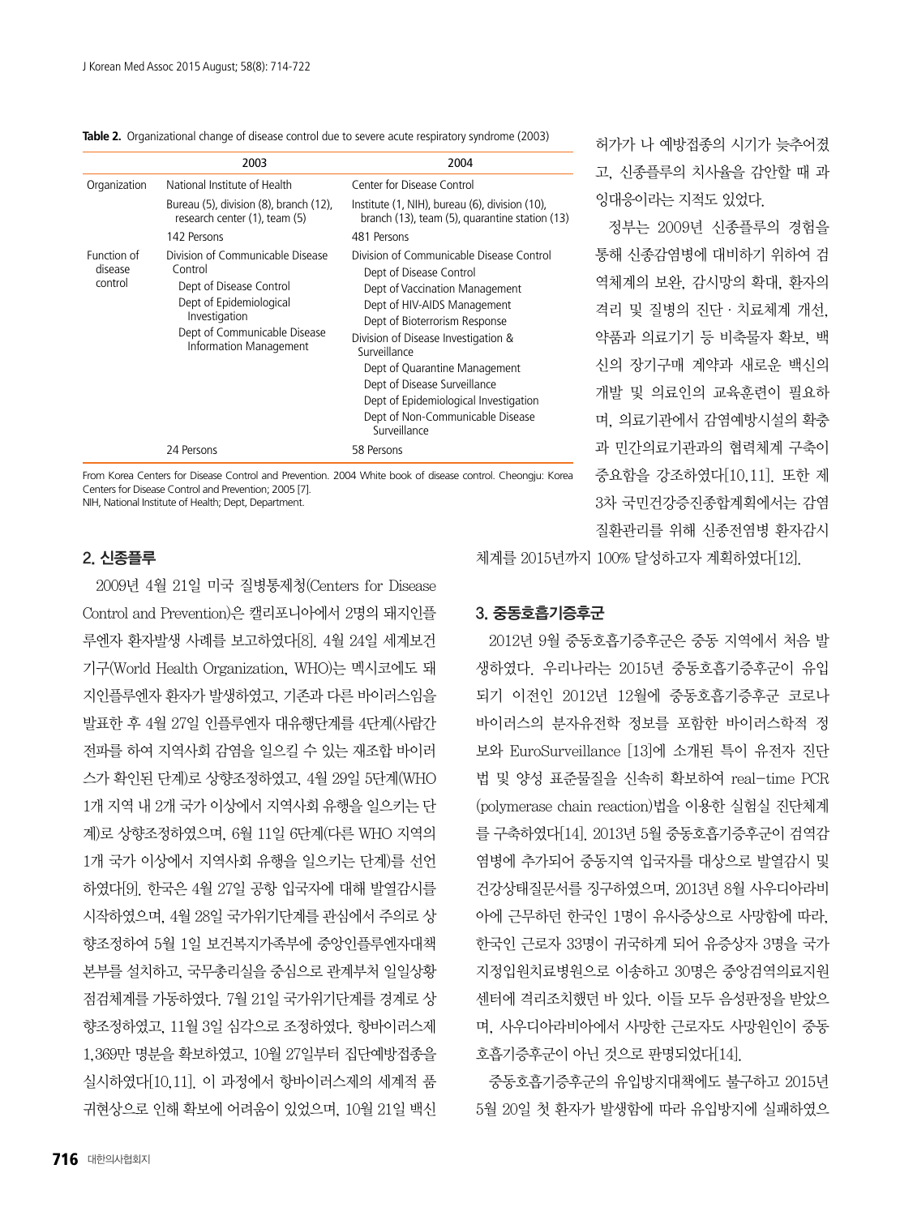**Table 2.** Organizational change of disease control due to severe acute respiratory syndrome (2003)

| | 2003 | 2004 |
|---|---|---|
| Organization | National Institute of Health | Center for Disease Control |
| | Bureau (5), division (8), branch (12), research center (1), team (5) | Institute (1, NIH), bureau (6), division (10), branch (13), team (5), quarantine station (13) |
| | 142 Persons | 481 Persons |
| Function of disease control | Division of Communicable Disease Control<br>Dept of Disease Control<br>Dept of Epidemiological Investigation<br>Dept of Communicable Disease Information Management | Division of Communicable Disease Control<br>Dept of Disease Control<br>Dept of Vaccination Management<br>Dept of HIV-AIDS Management<br>Dept of Bioterrorism Response<br>Division of Disease Investigation & Surveillance<br>Dept of Quarantine Management<br>Dept of Disease Surveillance<br>Dept of Epidemiological Investigation<br>Dept of Non-Communicable Disease Surveillance |
| | 24 Persons | 58 Persons |

From Korea Centers for Disease Control and Prevention. 2004 White book of disease control. Cheongju: Korea Centers for Disease Control and Prevention; 2005 [7].
NIH, National Institute of Health; Dept, Department.

## 2. 신종플루

2009년 4월 21일 미국 질병통제청(Centers for Disease Control and Prevention)은 캘리포니아에서 2명의 돼지인플루엔자 환자발생 사례를 보고하였다[8]. 4월 24일 세계보건기구(World Health Organization, WHO)는 멕시코에도 돼지인플루엔자 환자가 발생하였고, 기존과 다른 바이러스임을 발표한 후 4월 27일 인플루엔자 대유행단계를 4단계(사람간 전파를 하여 지역사회 감염을 일으킬 수 있는 재조합 바이러스가 확인된 단계)로 상향조정하였고, 4월 29일 5단계(WHO 1개 지역 내 2개 국가 이상에서 지역사회 유행을 일으키는 단계)로 상향조정하였으며, 6월 11일 6단계(다른 WHO 지역의 1개 국가 이상에서 지역사회 유행을 일으키는 단계)를 선언하였다[9]. 한국은 4월 27일 공항 입국자에 대해 발열감시를 시작하였으며, 4월 28일 국가위기단계를 관심에서 주의로 상향조정하여 5월 1일 보건복지가족부에 중앙인플루엔자대책본부를 설치하고, 국무총리실을 중심으로 관계부처 일일상황점검체계를 가동하였다. 7월 21일 국가위기단계를 경계로 상향조정하였고, 11월 3일 심각으로 조정하였다. 항바이러스제 1,369만 명분을 확보하였고, 10월 27일부터 집단예방접종을 실시하였다[10,11]. 이 과정에서 항바이러스제의 세계적 품귀현상으로 인해 확보에 어려움이 있었으며, 10월 21일 백신허가가 나 예방접종의 시기가 늦추어졌고, 신종플루의 치사율을 감안할 때 과잉대응이라는 지적도 있었다.

정부는 2009년 신종플루의 경험을 통해 신종감염병에 대비하기 위하여 검역체계의 보완, 감시망의 확대, 환자의 격리 및 질병의 진단·치료체계 개선, 약품과 의료기기 등 비축물자 확보, 백신의 장기구매 계약과 새로운 백신의 개발 및 의료인의 교육훈련이 필요하며, 의료기관에서 감염예방시설의 확충과 민간의료기관과의 협력체계 구축이 중요함을 강조하였다[10,11]. 또한 제3차 국민건강증진종합계획에서는 감염질환관리를 위해 신종전염병 환자감시체계를 2015년까지 100% 달성하고자 계획하였다[12].

## 3. 중동호흡기증후군

2012년 9월 중동호흡기증후군은 중동 지역에서 처음 발생하였다. 우리나라는 2015년 중동호흡기증후군이 유입되기 이전인 2012년 12월에 중동호흡기증후군 코로나바이러스의 분자유전학 정보를 포함한 바이러스학적 정보와 EuroSurveillance [13]에 소개된 특이 유전자 진단법 및 양성 표준물질을 신속히 확보하여 real-time PCR (polymerase chain reaction)법을 이용한 실험실 진단체계를 구축하였다[14]. 2013년 5월 중동호흡기증후군이 검역감염병에 추가되어 중동지역 입국자를 대상으로 발열감시 및 건강상태질문서를 징구하였으며, 2013년 8월 사우디아라비아에 근무하던 한국인 1명이 유사증상으로 사망함에 따라, 한국인 근로자 33명이 귀국하게 되어 유증상자 3명을 국가지정입원치료병원으로 이송하고 30명은 중앙검역의료지원센터에 격리조치했던 바 있다. 이들 모두 음성판정을 받았으며, 사우디아라비아에서 사망한 근로자도 사망원인이 중동호흡기증후군이 아닌 것으로 판명되었다[14].

중동호흡기증후군의 유입방지대책에도 불구하고 2015년 5월 20일 첫 환자가 발생함에 따라 유입방지에 실패하였으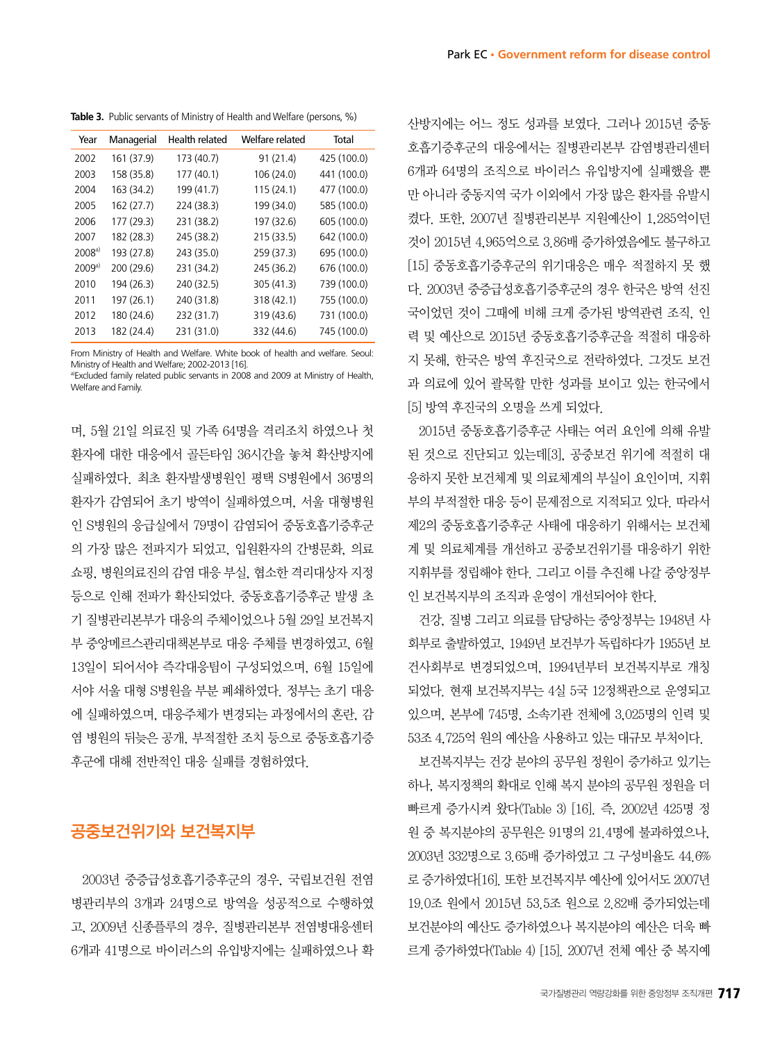**Table 3.** Public servants of Ministry of Health and Welfare (persons, %)

| Year | Managerial | Health related | Welfare related | Total |
|---|---|---|---|---|
| 2002 | 161 (37.9) | 173 (40.7) | 91 (21.4) | 425 (100.0) |
| 2003 | 158 (35.8) | 177 (40.1) | 106 (24.0) | 441 (100.0) |
| 2004 | 163 (34.2) | 199 (41.7) | 115 (24.1) | 477 (100.0) |
| 2005 | 162 (27.7) | 224 (38.3) | 199 (34.0) | 585 (100.0) |
| 2006 | 177 (29.3) | 231 (38.2) | 197 (32.6) | 605 (100.0) |
| 2007 | 182 (28.3) | 245 (38.2) | 215 (33.5) | 642 (100.0) |
| 2008[a] | 193 (27.8) | 243 (35.0) | 259 (37.3) | 695 (100.0) |
| 2009[a] | 200 (29.6) | 231 (34.2) | 245 (36.2) | 676 (100.0) |
| 2010 | 194 (26.3) | 240 (32.5) | 305 (41.3) | 739 (100.0) |
| 2011 | 197 (26.1) | 240 (31.8) | 318 (42.1) | 755 (100.0) |
| 2012 | 180 (24.6) | 232 (31.7) | 319 (43.6) | 731 (100.0) |
| 2013 | 182 (24.4) | 231 (31.0) | 332 (44.6) | 745 (100.0) |

From Ministry of Health and Welfare. White book of health and welfare. Seoul: Ministry of Health and Welfare; 2002-2013 [16].
[a]Excluded family related public servants in 2008 and 2009 at Ministry of Health, Welfare and Family.

며, 5월 21일 의료진 및 가족 64명을 격리조치 하였으나 첫 환자에 대한 대응에서 골든타임 36시간을 놓쳐 확산방지에 실패하였다. 최초 환자발생병원인 평택 S병원에서 36명의 환자가 감염되어 초기 방역이 실패하였으며, 서울 대형병원인 S병원의 응급실에서 79명이 감염되어 중동호흡기증후군의 가장 많은 전파지가 되었고, 입원환자의 간병문화, 의료쇼핑, 병원의료진의 감염 대응 부실, 협소한 격리대상자 지정 등으로 인해 전파가 확산되었다. 중동호흡기증후군 발생 초기 질병관리본부가 대응의 주체이었으나 5월 29일 보건복지부 중앙메르스관리대책본부로 대응 주체를 변경하였고, 6월 13일이 되어서야 즉각대응팀이 구성되었으며, 6월 15일에서야 서울 대형 S병원을 부분 폐쇄하였다. 정부는 초기 대응에 실패하였으며, 대응주체가 변경되는 과정에서의 혼란, 감염 병원의 뒤늦은 공개, 부적절한 조치 등으로 중동호흡기증후군에 대해 전반적인 대응 실패를 경험하였다.

## 공중보건위기와 보건복지부

2003년 중증급성호흡기증후군의 경우, 국립보건원 전염병관리부의 3개과 24명으로 방역을 성공적으로 수행하였고, 2009년 신종플루의 경우, 질병관리본부 전염병대응센터 6개과 41명으로 바이러스의 유입방지에는 실패하였으나 확산방지에는 어느 정도 성과를 보였다. 그러나 2015년 중동호흡기증후군의 대응에서는 질병관리본부 감염병관리센터 6개과 64명의 조직으로 바이러스 유입방지에 실패했을 뿐만 아니라 중동지역 국가 이외에서 가장 많은 환자를 유발시켰다. 또한, 2007년 질병관리본부 지원예산이 1,285억이던 것이 2015년 4,965억으로 3.86배 증가하였음에도 불구하고 [15] 중동호흡기증후군의 위기대응은 매우 적절하지 못 했다. 2003년 중증급성호흡기증후군의 경우 한국은 방역 선진국이었던 것이 그때에 비해 크게 증가된 방역관련 조직, 인력 및 예산으로 2015년 중동호흡기증후군을 적절히 대응하지 못해, 한국은 방역 후진국으로 전락하였다. 그것도 보건과 의료에 있어 괄목할 만한 성과를 보이고 있는 한국에서 [5] 방역 후진국의 오명을 쓰게 되었다.

2015년 중동호흡기증후군 사태는 여러 요인에 의해 유발된 것으로 진단되고 있는데[3], 공중보건 위기에 적절히 대응하지 못한 보건체계 및 의료체계의 부실이 요인이며, 지휘부의 부적절한 대응 등이 문제점으로 지적되고 있다. 따라서 제2의 중동호흡기증후군 사태에 대응하기 위해서는 보건체계 및 의료체계를 개선하고 공중보건위기를 대응하기 위한 지휘부를 정립해야 한다. 그리고 이를 추진해 나갈 중앙정부인 보건복지부의 조직과 운영이 개선되어야 한다.

건강, 질병 그리고 의료를 담당하는 중앙정부는 1948년 사회부로 출발하였고, 1949년 보건부가 독립하다가 1955년 보건사회부로 변경되었으며, 1994년부터 보건복지부로 개칭되었다. 현재 보건복지부는 4실 5국 12정책관으로 운영되고 있으며, 본부에 745명, 소속기관 전체에 3,025명의 인력 및 53조 4,725억 원의 예산을 사용하고 있는 대규모 부처이다.

보건복지부는 건강 분야의 공무원 정원이 증가하고 있기는 하나, 복지정책의 확대로 인해 복지 분야의 공무원 정원을 더 빠르게 증가시켜 왔다(Table 3) [16]. 즉, 2002년 425명 정원 중 복지분야의 공무원은 91명의 21.4%에 불과하였으나, 2003년 332명으로 3.65배 증가하였고 그 구성비율도 44.6%로 증가하였다[16]. 또한 보건복지부 예산에 있어서도 2007년 19.0조 원에서 2015년 53.5조 원으로 2.82배 증가되었는데 보건분야의 예산도 증가하였으나 복지분야의 예산은 더욱 빠르게 증가하였다(Table 4) [15]. 2007년 전체 예산 중 복지예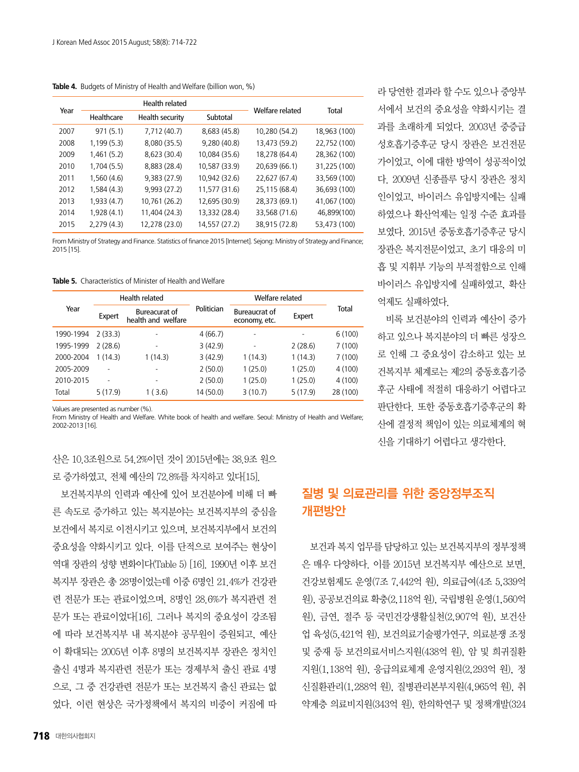**Table 4.** Budgets of Ministry of Health and Welfare (billion won, %)

| Year | Health related | | | Welfare related | Total |
|---|---|---|---|---|---|
| | Healthcare | Health security | Subtotal | | |
| 2007 | 971 (5.1) | 7,712 (40.7) | 8,683 (45.8) | 10,280 (54.2) | 18,963 (100) |
| 2008 | 1,199 (5.3) | 8,080 (35.5) | 9,280 (40.8) | 13,473 (59.2) | 22,752 (100) |
| 2009 | 1,461 (5.2) | 8,623 (30.4) | 10,084 (35.6) | 18,278 (64.4) | 28,362 (100) |
| 2010 | 1,704 (5.5) | 8,883 (28.4) | 10,587 (33.9) | 20,639 (66.1) | 31,225 (100) |
| 2011 | 1,560 (4.6) | 9,383 (27.9) | 10,942 (32.6) | 22,627 (67.4) | 33,569 (100) |
| 2012 | 1,584 (4.3) | 9,993 (27.2) | 11,577 (31.6) | 25,115 (68.4) | 36,693 (100) |
| 2013 | 1,933 (4.7) | 10,761 (26.2) | 12,695 (30.9) | 28,373 (69.1) | 41,067 (100) |
| 2014 | 1,928 (4.1) | 11,404 (24.3) | 13,332 (28.4) | 33,568 (71.6) | 46,899(100) |
| 2015 | 2,279 (4.3) | 12,278 (23.0) | 14,557 (27.2) | 38,915 (72.8) | 53,473 (100) |

From Ministry of Strategy and Finance. Statistics of finance 2015 [Internet]. Sejong: Ministry of Strategy and Finance; 2015 [15].

**Table 5.** Characteristics of Minister of Health and Welfare

| Year | Health related | | Politician | Welfare related | | Total |
|---|---|---|---|---|---|---|
| | Expert | Bureaucrat of health and welfare | | Bureaucrat of economy, etc. | Expert | |
| 1990-1994 | 2 (33.3) | - | 4 (66.7) | - | - | 6 (100) |
| 1995-1999 | 2 (28.6) | - | 3 (42.9) | - | 2 (28.6) | 7 (100) |
| 2000-2004 | 1 (14.3) | 1 (14.3) | 3 (42.9) | 1 (14.3) | 1 (14.3) | 7 (100) |
| 2005-2009 | - | - | 2 (50.0) | 1 (25.0) | 1 (25.0) | 4 (100) |
| 2010-2015 | - | - | 2 (50.0) | 1 (25.0) | 1 (25.0) | 4 (100) |
| Total | 5 (17.9) | 1 ( 3.6) | 14 (50.0) | 3 (10.7) | 5 (17.9) | 28 (100) |

Values are presented as number (%).
From Ministry of Health and Welfare. White book of health and welfare. Seoul: Ministry of Health and Welfare; 2002-2013 [16].

산은 10.3조원으로 54.2%이던 것이 2015년에는 38.9조 원으로 증가하였고, 전체 예산의 72.8%를 차지하고 있다[15].

보건복지부의 인력과 예산에 있어 보건분야에 비해 더 빠른 속도로 증가하고 있는 복지분야는 보건복지부의 중심을 보건에서 복지로 이전시키고 있으며, 보건복지부에서 보건의 중요성을 약화시키고 있다. 이를 단적으로 보여주는 현상이 역대 장관의 성향 변화이다(Table 5) [16]. 1990년 이후 보건복지부 장관은 총 28명이었는데 이중 6명인 21.4%가 건강관련 전문가 또는 관료이었으며, 8명인 28.6%가 복지관련 전문가 또는 관료이었다[16]. 그러나 복지의 중요성이 강조됨에 따라 보건복지부 내 복지분야 공무원이 증원되고, 예산이 확대되는 2005년 이후 8명의 보건복지부 장관은 정치인 출신 4명과 복지관련 전문가 또는 경제부처 출신 관료 4명으로, 그 중 건강관련 전문가 또는 보건복지 출신 관료는 없었다. 이런 현상은 국가정책에서 복지의 비중이 커짐에 따라 당연한 결과라 할 수도 있으나 중앙부서에서 보건의 중요성을 약화시키는 결과를 초래하게 되었다. 2003년 중증급성호흡기증후군 당시 장관은 보건전문가이었고, 이에 대한 방역이 성공적이었다. 2009년 신종플루 당시 장관은 정치인이었고, 바이러스 유입방지에는 실패하였으나 확산억제는 일정 수준 효과를 보였다. 2015년 중동호흡기증후군 당시 장관은 복지전문이었고, 초기 대응의 미흡 및 지휘부 기능의 부적절함으로 인해 바이러스 유입방지에 실패하였고, 확산억제도 실패하였다.

비록 보건분야의 인력과 예산이 증가하고 있으나 복지분야의 더 빠른 성장으로 인해 그 중요성이 감소하고 있는 보건복지부 체계로는 제2의 중동호흡기증후군 사태에 적절히 대응하기 어렵다고 판단한다. 또한 중동호흡기증후군의 확산에 결정적 책임이 있는 의료체계의 혁신을 기대하기 어렵다고 생각한다.

## 질병 및 의료관리를 위한 중앙정부조직 개편방안

보건과 복지 업무를 담당하고 있는 보건복지부의 정부정책은 매우 다양하다. 이를 2015년 보건복지부 예산으로 보면, 건강보험제도 운영(7조 7,442억 원), 의료급여(4조 5,339억 원), 공공보건의료 확충(2,118억 원), 국립병원 운영(1,560억 원), 금연, 절주 등 국민건강생활실천(2,907억 원), 보건산업 육성(5,421억 원), 보건의료기술평가연구, 의료분쟁 조정 및 중재 등 보건의료서비스지원(438억 원), 암 및 희귀질환 지원(1,138억 원), 응급의료체계 운영지원(2,293억 원), 정신질환관리(1,288억 원), 질병관리본부지원(4,965억 원), 취약계층 의료비지원(343억 원), 한의학연구 및 정책개발(324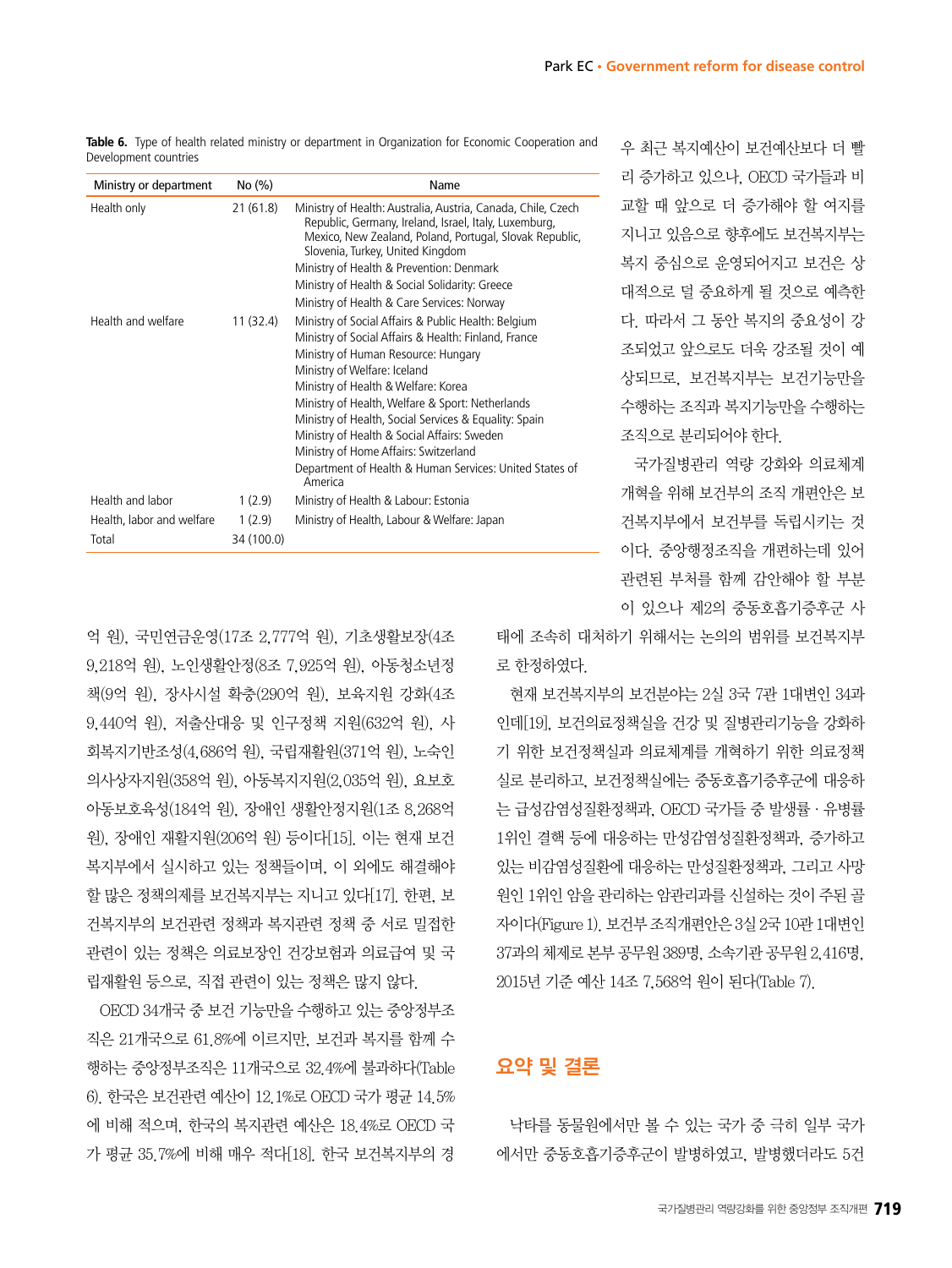**Table 6.** Type of health related ministry or department in Organization for Economic Cooperation and Development countries

| Ministry or department | No (%) | Name |
|---|---|---|
| Health only | 21 (61.8) | Ministry of Health: Australia, Austria, Canada, Chile, Czech Republic, Germany, Ireland, Israel, Italy, Luxemburg, Mexico, New Zealand, Poland, Portugal, Slovak Republic, Slovenia, Turkey, United Kingdom |
| | | Ministry of Health & Prevention: Denmark |
| | | Ministry of Health & Social Solidarity: Greece |
| | | Ministry of Health & Care Services: Norway |
| Health and welfare | 11 (32.4) | Ministry of Social Affairs & Public Health: Belgium |
| | | Ministry of Social Affairs & Health: Finland, France |
| | | Ministry of Human Resource: Hungary |
| | | Ministry of Welfare: Iceland |
| | | Ministry of Health & Welfare: Korea |
| | | Ministry of Health, Welfare & Sport: Netherlands |
| | | Ministry of Health, Social Services & Equality: Spain |
| | | Ministry of Health & Social Affairs: Sweden |
| | | Ministry of Home Affairs: Switzerland |
| | | Department of Health & Human Services: United States of America |
| Health and labor | 1 (2.9) | Ministry of Health & Labour: Estonia |
| Health, labor and welfare | 1 (2.9) | Ministry of Health, Labour & Welfare: Japan |
| Total | 34 (100.0) | |

억 원), 국민연금운영(17조 2,777억 원), 기초생활보장(4조 9,218억 원), 노인생활안정(8조 7,925억 원), 아동청소년정책(9억 원), 장사시설 확충(290억 원), 보육지원 강화(4조 9,440억 원), 저출산대응 및 인구정책 지원(632억 원), 사회복지기반조성(4,686억 원), 국립재활원(371억 원), 노숙인의사상자지원(358억 원), 아동복지지원(2,035억 원), 요보호아동보호육성(184억 원), 장애인 생활안정지원(1조 8,268억 원), 장애인 재활지원(206억 원) 등이다[15]. 이는 현재 보건복지부에서 실시하고 있는 정책들이며, 이 외에도 해결해야 할 많은 정책의제를 보건복지부는 지니고 있다[17]. 한편, 보건복지부의 보건관련 정책과 복지관련 정책 중 서로 밀접한 관련이 있는 정책은 의료보장인 건강보험과 의료급여 및 국립재활원 등으로, 직접 관련이 있는 정책은 많지 않다.

OECD 34개국 중 보건 기능만을 수행하고 있는 중앙정부조직은 21개국으로 61.8%에 이르지만, 보건과 복지를 함께 수행하는 중앙정부조직은 11개국으로 32.4%에 불과하다(Table 6). 한국은 보건관련 예산이 12.1%로 OECD 국가 평균 14.5%에 비해 적으며, 한국의 복지관련 예산은 18.4%로 OECD 국가 평균 35.7%에 비해 매우 적다[18]. 한국 보건복지부의 경우 최근 복지예산이 보건예산보다 더 빨리 증가하고 있으나, OECD 국가들과 비교할 때 앞으로 더 증가해야 할 여지를 지니고 있으므로 향후에도 보건복지부는 복지 중심으로 운영되어지고 보건은 상대적으로 덜 중요하게 될 것으로 예측한다. 따라서 그 동안 복지의 중요성이 강조되었고 앞으로도 더욱 강조될 것이 예상되므로, 보건복지부는 보건기능만을 수행하는 조직과 복지기능만을 수행하는 조직으로 분리되어야 한다.

국가질병관리 역량 강화와 의료체계 개혁을 위해 보건부의 조직 개편안은 보건복지부에서 보건부를 독립시키는 것이다. 중앙행정조직을 개편하는데 있어 관련된 부처를 함께 감안해야 할 부분이 있으나 제2의 중동호흡기증후군 사태에 조속히 대처하기 위해서는 논의의 범위를 보건복지부로 한정하였다.

현재 보건복지부의 보건분야는 2실 3국 7관 1대변인 34과인데[19], 보건의료정책실을 건강 및 질병관리기능을 강화하기 위한 보건정책실과 의료체계를 개혁하기 위한 의료정책실로 분리하고, 보건정책실에는 중동호흡기증후군에 대응하는 급성감염성질환정책과, OECD 국가들 중 발생률 · 유병률 1위인 결핵 등에 대응하는 만성감염성질환정책과, 증가하고 있는 비감염성질환에 대응하는 만성질환정책과, 그리고 사망원인 1위인 암을 관리하는 암관리과를 신설하는 것이 주된 골자이다(Figure 1). 보건부 조직개편안은 3실 2국 10관 1대변인 37과의 체제로 본부 공무원 389명, 소속기관 공무원 2,416명, 2015년 기준 예산 14조 7,568억 원이 된다(Table 7).

## 요약 및 결론

낙타를 동물원에서만 볼 수 있는 국가 중 극히 일부 국가에서만 중동호흡기증후군이 발병하였고, 발병했더라도 5건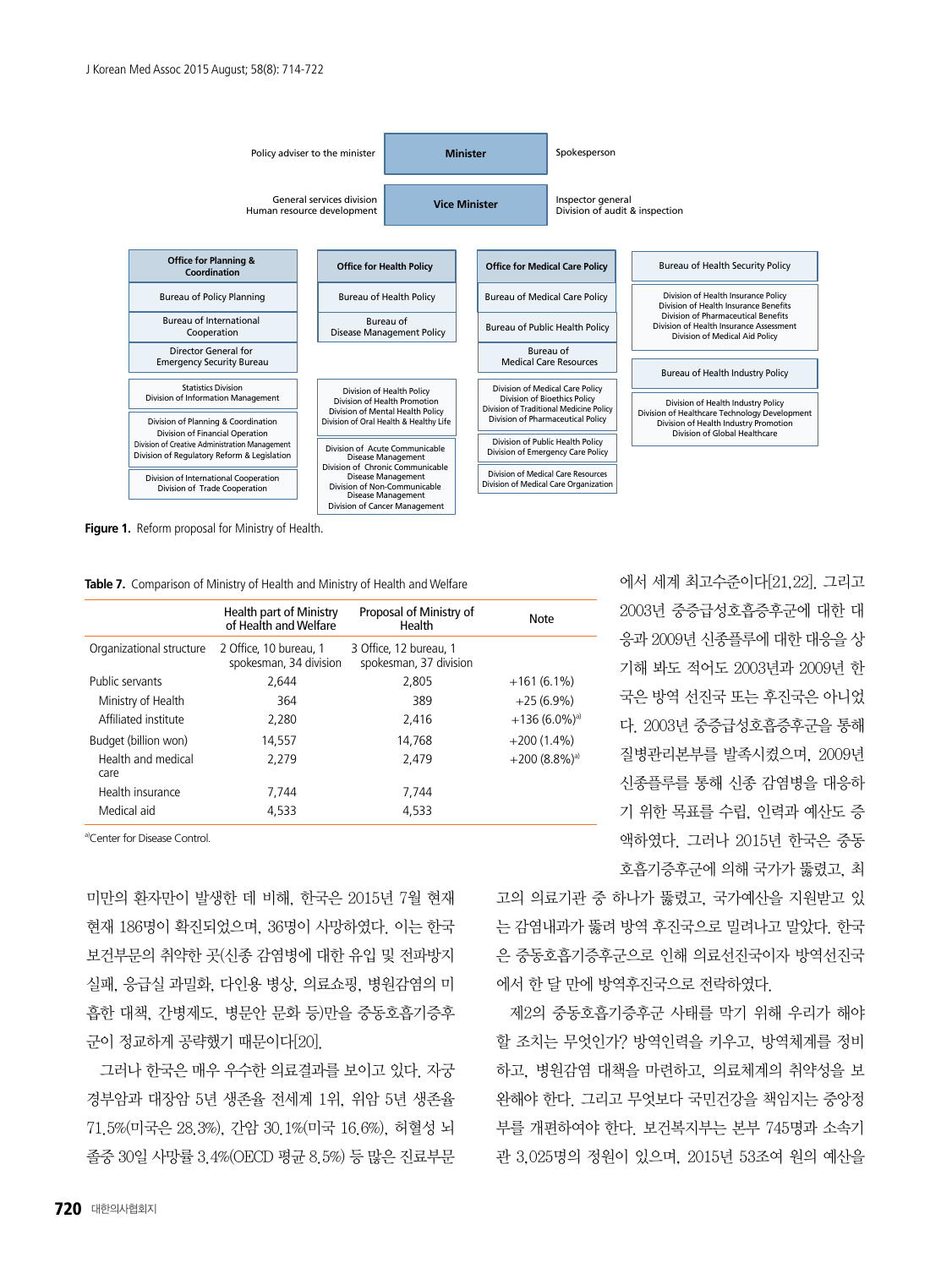- Policy adviser to the minister
- **Minister**
- Spokesperson
- General services division
- Human resource development
- **Vice Minister**
- Inspector general
- Division of audit & inspection

**Office for Planning & Coordination**
- Bureau of Policy Planning
- Bureau of International Cooperation
- Director General for Emergency Security Bureau
- Statistics Division; Division of Information Management
- Division of Planning & Coordination; Division of Financial Operation; Division of Creative Administration Management; Division of Regulatory Reform & Legislation
- Division of International Cooperation; Division of Trade Cooperation

**Office for Health Policy**
- Bureau of Health Policy
- Bureau of Disease Management Policy
- Division of Health Policy; Division of Health Promotion; Division of Mental Health Policy; Division of Oral Health & Healthy Life
- Division of Acute Communicable Disease Management; Division of Chronic Communicable Disease Management; Division of Non-Communicable Disease Management; Division of Cancer Management

**Office for Medical Care Policy**
- Bureau of Medical Care Policy
- Bureau of Public Health Policy
- Bureau of Medical Care Resources
- Division of Medical Care Policy; Division of Bioethics Policy; Division of Traditional Medicine Policy; Division of Pharmaceutical Policy
- Division of Public Health Policy; Division of Emergency Care Policy
- Division of Medical Care Resources; Division of Medical Care Organization

**Bureau of Health Security Policy**
- Division of Health Insurance Policy; Division of Health Insurance Benefits; Division of Pharmaceutical Benefits; Division of Health Insurance Assessment; Division of Medical Aid Policy

**Bureau of Health Industry Policy**
- Division of Health Industry Policy; Division of Healthcare Technology Development; Division of Health Industry Promotion; Division of Global Healthcare

**Figure 1.** Reform proposal for Ministry of Health.

**Table 7.** Comparison of Ministry of Health and Ministry of Health and Welfare

| | Health part of Ministry of Health and Welfare | Proposal of Ministry of Health | Note |
|---|---|---|---|
| Organizational structure | 2 Office, 10 bureau, 1 spokesman, 34 division | 3 Office, 12 bureau, 1 spokesman, 37 division | |
| Public servants | 2,644 | 2,805 | +161 (6.1%) |
| Ministry of Health | 364 | 389 | +25 (6.9%) |
| Affiliated institute | 2,280 | 2,416 | +136 (6.0%)[a] |
| Budget (billion won) | 14,557 | 14,768 | +200 (1.4%) |
| Health and medical care | 2,279 | 2,479 | +200 (8.8%)[a] |
| Health insurance | 7,744 | 7,744 | |
| Medical aid | 4,533 | 4,533 | |

[a]Center for Disease Control.

미만의 환자만이 발생한 데 비해, 한국은 2015년 7월 현재 현재 186명이 확진되었으며, 36명이 사망하였다. 이는 한국 보건부문의 취약한 곳(신종 감염병에 대한 유입 및 전파방지 실패, 응급실 과밀화, 다인용 병상, 의료쇼핑, 병원감염의 미흡한 대책, 간병제도, 병문안 문화 등)만을 중동호흡기증후군이 정교하게 공략했기 때문이다[20].

그러나 한국은 매우 우수한 의료결과를 보이고 있다. 자궁경부암과 대장암 5년 생존율 전세계 1위, 위암 5년 생존율 71.5%(미국은 28.3%), 간암 30.1%(미국 16.6%), 허혈성 뇌졸중 30일 사망률 3.4%(OECD 평균 8.5%) 등 많은 진료부문에서 세계 최고수준이다[21,22]. 그리고 2003년 중증급성호흡증후군에 대한 대응과 2009년 신종플루에 대한 대응을 상기해 봐도 적어도 2003년과 2009년 한국은 방역 선진국 또는 후진국은 아니었다. 2003년 중증급성호흡증후군을 통해 질병관리본부를 발족시켰으며, 2009년 신종플루를 통해 신종 감염병을 대응하기 위한 목표를 수립, 인력과 예산도 증액하였다. 그러나 2015년 한국은 중동호흡기증후군에 의해 국가가 뚫렸고, 최고의 의료기관 중 하나가 뚫렸고, 국가예산을 지원받고 있는 감염내과가 뚫려 방역 후진국으로 밀려나고 말았다. 한국은 중동호흡기증후군으로 인해 의료선진국이자 방역선진국에서 한 달 만에 방역후진국으로 전락하였다.

제2의 중동호흡기증후군 사태를 막기 위해 우리가 해야 할 조치는 무엇인가? 방역인력을 키우고, 방역체계를 정비하고, 병원감염 대책을 마련하고, 의료체계의 취약성을 보완해야 한다. 그리고 무엇보다 국민건강을 책임지는 중앙정부를 개편하여야 한다. 보건복지부는 본부 745명과 소속기관 3,025명의 정원이 있으며, 2015년 53조여 원의 예산을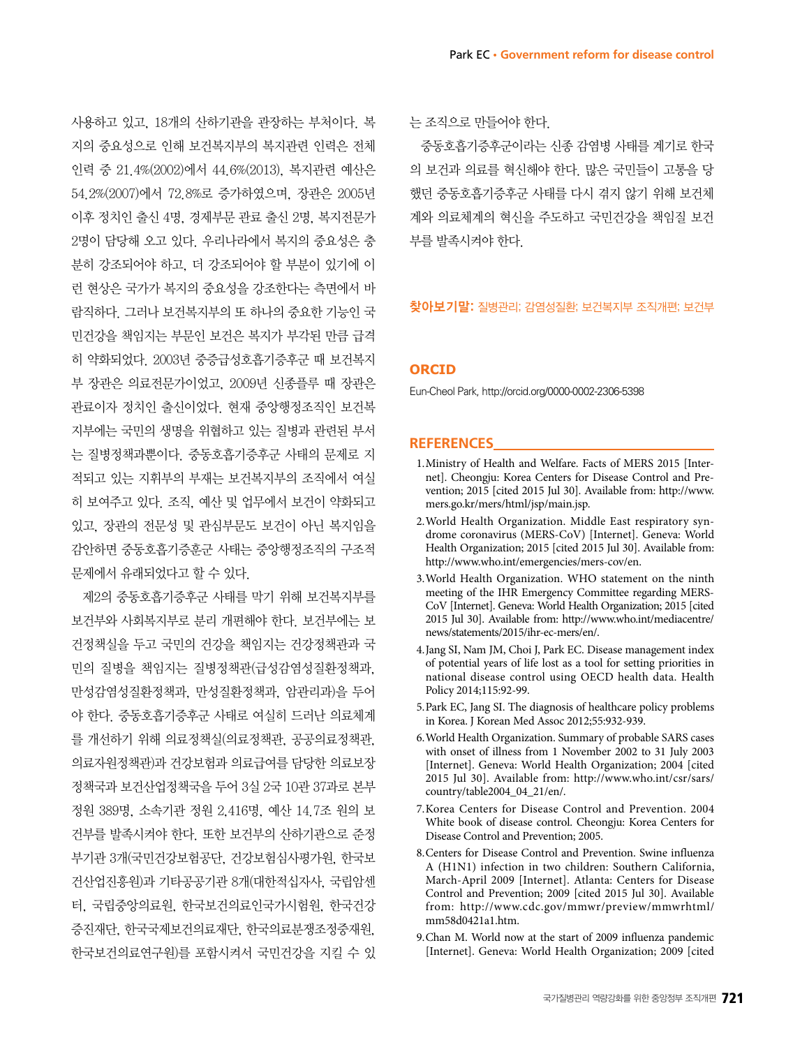사용하고 있고, 18개의 산하기관을 관장하는 부처이다. 복지의 중요성으로 인해 보건복지부의 복지관련 인력은 전체 인력 중 21.4%(2002)에서 44.6%(2013), 복지관련 예산은 54.2%(2007)에서 72.8%로 증가하였으며, 장관은 2005년 이후 정치인 출신 4명, 경제부문 관료 출신 2명, 복지전문가 2명이 담당해 오고 있다. 우리나라에서 복지의 중요성은 충분히 강조되어야 하고, 더 강조되어야 할 부분이 있기에 이런 현상은 국가가 복지의 중요성을 강조한다는 측면에서 바람직하다. 그러나 보건복지부의 또 하나의 중요한 기능인 국민건강을 책임지는 부문인 보건은 복지가 부각된 만큼 급격히 약화되었다. 2003년 중증급성호흡기증후군 때 보건복지부 장관은 의료전문가이었고, 2009년 신종플루 때 장관은 관료이자 정치인 출신이었다. 현재 중앙행정조직인 보건복지부에는 국민의 생명을 위협하고 있는 질병과 관련된 부서는 질병정책과뿐이다. 중동호흡기증후군 사태의 문제로 지적되고 있는 지휘부의 부재는 보건복지부의 조직에서 여실히 보여주고 있다. 조직, 예산 및 업무에서 보건이 약화되고 있고, 장관의 전문성 및 관심부문도 보건이 아닌 복지임을 감안하면 중동호흡기증훈군 사태는 중앙행정조직의 구조적 문제에서 유래되었다고 할 수 있다.

제2의 중동호흡기증후군 사태를 막기 위해 보건복지부를 보건부와 사회복지부로 분리 개편해야 한다. 보건부에는 보건정책실을 두고 국민의 건강을 책임지는 건강정책관과 국민의 질병을 책임지는 질병정책관(급성감염성질환정책과, 만성감염성질환정책과, 만성질환정책과, 암관리과)을 두어야 한다. 중동호흡기증후군 사태로 여실히 드러난 의료체계를 개선하기 위해 의료정책실(의료정책관, 공공의료정책관, 의료자원정책관)과 건강보험과 의료급여를 담당한 의료보장정책국과 보건산업진책국을 두어 3실 2국 10관 37과로 본부 정원 389명, 소속기관 정원 2,416명, 예산 14.7조 원의 보건부를 발족시켜야 한다. 또한 보건부의 산하기관으로 준정부기관 3개(국민건강보험공단, 건강보험심사평가원, 한국보건산업진흥원)과 기타공공기관 8개(대한적십자사, 국립암센터, 국립중앙의료원, 한국보건의료인국가시험원, 한국건강증진재단, 한국국제보건의료재단, 한국의료분쟁조정중재원, 한국보건의료연구원)를 포함시켜서 국민건강을 지킬 수 있는 조직으로 만들어야 한다.

중동호흡기증후군이라는 신종 감염병 사태를 계기로 한국의 보건과 의료를 혁신해야 한다. 많은 국민들이 고통을 당했던 중동호흡기증후군 사태를 다시 겪지 않기 위해 보건체계와 의료체계의 혁신을 주도하고 국민건강을 책임질 보건부를 발족시켜야 한다.

**찾아보기말:** 질병관리; 감염성질환; 보건복지부 조직개편; 보건부

## ORCID

Eun-Cheol Park, http://orcid.org/0000-0002-2306-5398

## REFERENCES

1. Ministry of Health and Welfare. Facts of MERS 2015 [Internet]. Cheongju: Korea Centers for Disease Control and Prevention; 2015 [cited 2015 Jul 30]. Available from: http://www.mers.go.kr/mers/html/jsp/main.jsp.
2. World Health Organization. Middle East respiratory syndrome coronavirus (MERS-CoV) [Internet]. Geneva: World Health Organization; 2015 [cited 2015 Jul 30]. Available from: http://www.who.int/emergencies/mers-cov/en.
3. World Health Organization. WHO statement on the ninth meeting of the IHR Emergency Committee regarding MERS-CoV [Internet]. Geneva: World Health Organization; 2015 [cited 2015 Jul 30]. Available from: http://www.who.int/mediacentre/news/statements/2015/ihr-ec-mers/en/.
4. Jang SI, Nam JM, Choi J, Park EC. Disease management index of potential years of life lost as a tool for setting priorities in national disease control using OECD health data. Health Policy 2014;115:92-99.
5. Park EC, Jang SI. The diagnosis of healthcare policy problems in Korea. J Korean Med Assoc 2012;55:932-939.
6. World Health Organization. Summary of probable SARS cases with onset of illness from 1 November 2002 to 31 July 2003 [Internet]. Geneva: World Health Organization; 2004 [cited 2015 Jul 30]. Available from: http://www.who.int/csr/sars/country/table2004_04_21/en/.
7. Korea Centers for Disease Control and Prevention. 2004 White book of disease control. Cheongju: Korea Centers for Disease Control and Prevention; 2005.
8. Centers for Disease Control and Prevention. Swine influenza A (H1N1) infection in two children: Southern California, March-April 2009 [Internet]. Atlanta: Centers for Disease Control and Prevention; 2009 [cited 2015 Jul 30]. Available from: http://www.cdc.gov/mmwr/preview/mmwrhtml/mm58d0421a1.htm.
9. Chan M. World now at the start of 2009 influenza pandemic [Internet]. Geneva: World Health Organization; 2009 [cited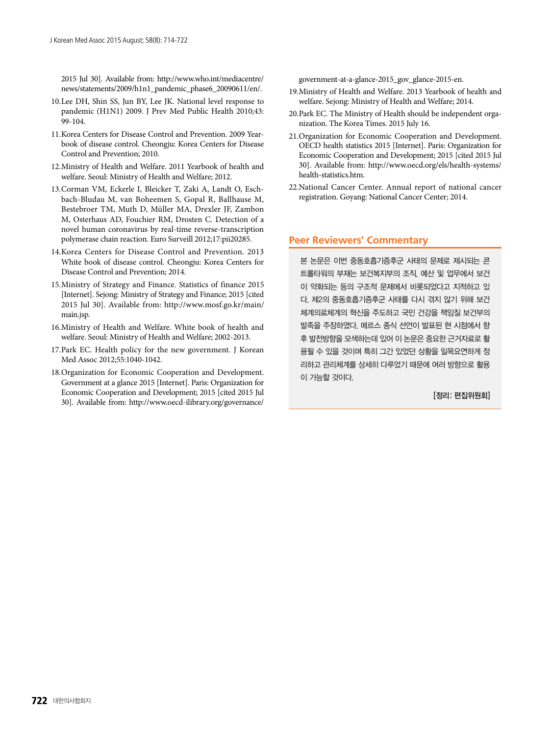2015 Jul 30]. Available from: http://www.who.int/mediacentre/news/statements/2009/h1n1_pandemic_phase6_20090611/en/.

10. Lee DH, Shin SS, Jun BY, Lee JK. National level response to pandemic (H1N1) 2009. J Prev Med Public Health 2010;43:99-104.
11. Korea Centers for Disease Control and Prevention. 2009 Yearbook of disease control. Cheongju: Korea Centers for Disease Control and Prevention; 2010.
12. Ministry of Health and Welfare. 2011 Yearbook of health and welfare. Seoul: Ministry of Health and Welfare; 2012.
13. Corman VM, Eckerle I, Bleicker T, Zaki A, Landt O, Eschbach-Bludau M, van Boheemen S, Gopal R, Ballhause M, Bestebroer TM, Muth D, Müller MA, Drexler JF, Zambon M, Osterhaus AD, Fouchier RM, Drosten C. Detection of a novel human coronavirus by real-time reverse-transcription polymerase chain reaction. Euro Surveill 2012;17:pii20285.
14. Korea Centers for Disease Control and Prevention. 2013 White book of disease control. Cheongju: Korea Centers for Disease Control and Prevention; 2014.
15. Ministry of Strategy and Finance. Statistics of finance 2015 [Internet]. Sejong: Ministry of Strategy and Finance; 2015 [cited 2015 Jul 30]. Available from: http://www.mosf.go.kr/main/main.jsp.
16. Ministry of Health and Welfare. White book of health and welfare. Seoul: Ministry of Health and Welfare; 2002-2013.
17. Park EC. Health policy for the new government. J Korean Med Assoc 2012;55:1040-1042.
18. Organization for Economic Cooperation and Development. Government at a glance 2015 [Internet]. Paris: Organization for Economic Cooperation and Development; 2015 [cited 2015 Jul 30]. Available from: http://www.oecd-ilibrary.org/governance/government-at-a-glance-2015_gov_glance-2015-en.
19. Ministry of Health and Welfare. 2013 Yearbook of health and welfare. Sejong: Ministry of Health and Welfare; 2014.
20. Park EC. The Ministry of Health should be independent organization. The Korea Times. 2015 July 16.
21. Organization for Economic Cooperation and Development. OECD health statistics 2015 [Internet]. Paris: Organization for Economic Cooperation and Development; 2015 [cited 2015 Jul 30]. Available from: http://www.oecd.org/els/health-systems/health-statistics.htm.
22. National Cancer Center. Annual report of national cancer registration. Goyang: National Cancer Center; 2014.

## Peer Reviewers' Commentary

본 논문은 이번 중동호흡기증후군 사태의 문제로 제시되는 콘트롤타워의 부재는 보건복지부의 조직, 예산 및 업무에서 보건이 약화되는 등의 구조적 문제에서 비롯되었다고 지적하고 있다. 제2의 중동호흡기증후군 사태를 다시 겪지 않기 위해 보건체계의료체계의 혁신을 주도하고 국민 건강을 책임질 보건부의 발족을 주장하였다. 메르스 종식 선언이 발표된 현 시점에서 향후 발전방향을 모색하는데 있어 이 논문은 중요한 근거자료로 활용될 수 있을 것이며 특히 그간 있었던 상황을 일목요연하게 정리하고 관리체계를 상세히 다루었기 때문에 여러 방향으로 활용이 가능할 것이다.

**[정리: 편집위원회]**